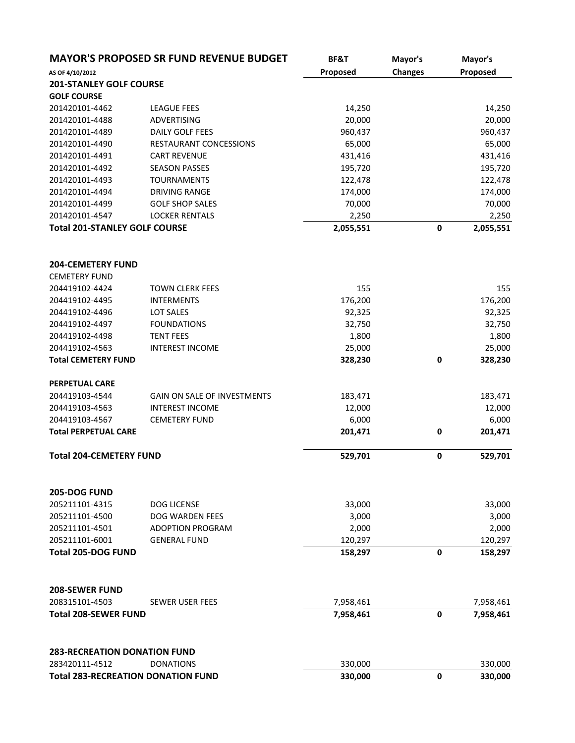## MAYOR'S PROPOSED SR FUND REVENUE BUDGET

AS OF 4/10/2012

| | | BF&T Proposed | Mayor's Changes | Mayor's Proposed |
|---|---|---|---|---|
| **201-STANLEY GOLF COURSE** | | | | |
| **GOLF COURSE** | | | | |
| 201420101-4462 | LEAGUE FEES | 14,250 | | 14,250 |
| 201420101-4488 | ADVERTISING | 20,000 | | 20,000 |
| 201420101-4489 | DAILY GOLF FEES | 960,437 | | 960,437 |
| 201420101-4490 | RESTAURANT CONCESSIONS | 65,000 | | 65,000 |
| 201420101-4491 | CART REVENUE | 431,416 | | 431,416 |
| 201420101-4492 | SEASON PASSES | 195,720 | | 195,720 |
| 201420101-4493 | TOURNAMENTS | 122,478 | | 122,478 |
| 201420101-4494 | DRIVING RANGE | 174,000 | | 174,000 |
| 201420101-4499 | GOLF SHOP SALES | 70,000 | | 70,000 |
| 201420101-4547 | LOCKER RENTALS | 2,250 | | 2,250 |
| **Total 201-STANLEY GOLF COURSE** | | **2,055,551** | **0** | **2,055,551** |
| | | | | |
| **204-CEMETERY FUND** | | | | |
| CEMETERY FUND | | | | |
| 204419102-4424 | TOWN CLERK FEES | 155 | | 155 |
| 204419102-4495 | INTERMENTS | 176,200 | | 176,200 |
| 204419102-4496 | LOT SALES | 92,325 | | 92,325 |
| 204419102-4497 | FOUNDATIONS | 32,750 | | 32,750 |
| 204419102-4498 | TENT FEES | 1,800 | | 1,800 |
| 204419102-4563 | INTEREST INCOME | 25,000 | | 25,000 |
| **Total CEMETERY FUND** | | **328,230** | **0** | **328,230** |
| **PERPETUAL CARE** | | | | |
| 204419103-4544 | GAIN ON SALE OF INVESTMENTS | 183,471 | | 183,471 |
| 204419103-4563 | INTEREST INCOME | 12,000 | | 12,000 |
| 204419103-4567 | CEMETERY FUND | 6,000 | | 6,000 |
| **Total PERPETUAL CARE** | | **201,471** | **0** | **201,471** |
| **Total 204-CEMETERY FUND** | | **529,701** | **0** | **529,701** |
| | | | | |
| **205-DOG FUND** | | | | |
| 205211101-4315 | DOG LICENSE | 33,000 | | 33,000 |
| 205211101-4500 | DOG WARDEN FEES | 3,000 | | 3,000 |
| 205211101-4501 | ADOPTION PROGRAM | 2,000 | | 2,000 |
| 205211101-6001 | GENERAL FUND | 120,297 | | 120,297 |
| **Total 205-DOG FUND** | | **158,297** | **0** | **158,297** |
| | | | | |
| **208-SEWER FUND** | | | | |
| 208315101-4503 | SEWER USER FEES | 7,958,461 | | 7,958,461 |
| **Total 208-SEWER FUND** | | **7,958,461** | **0** | **7,958,461** |
| | | | | |
| **283-RECREATION DONATION FUND** | | | | |
| 283420111-4512 | DONATIONS | 330,000 | | 330,000 |
| **Total 283-RECREATION DONATION FUND** | | **330,000** | **0** | **330,000** |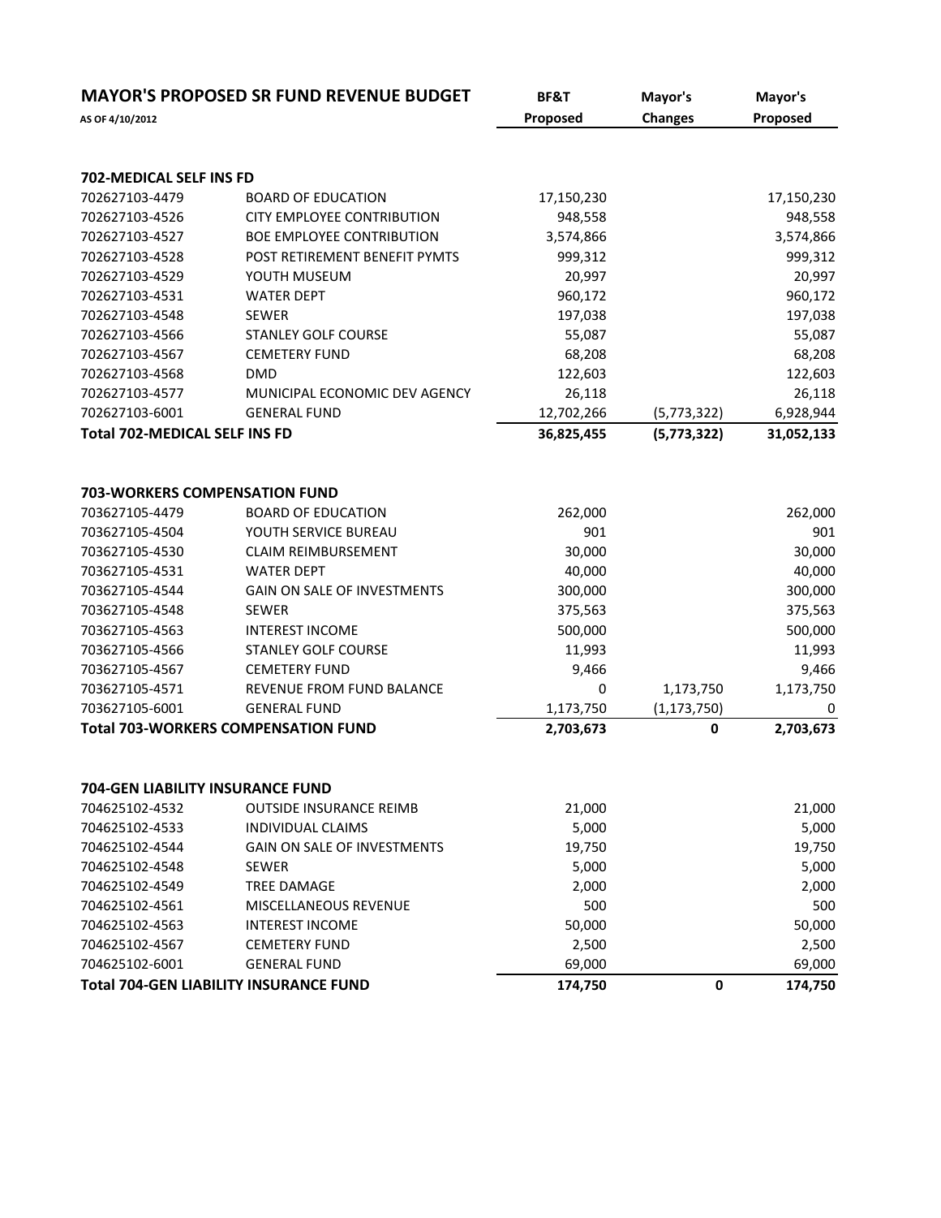## MAYOR'S PROPOSED SR FUND REVENUE BUDGET

**AS OF 4/10/2012**

| | | BF&T Proposed | Mayor's Changes | Mayor's Proposed |
|---|---|---|---|---|
| **702-MEDICAL SELF INS FD** | | | | |
| 702627103-4479 | BOARD OF EDUCATION | 17,150,230 | | 17,150,230 |
| 702627103-4526 | CITY EMPLOYEE CONTRIBUTION | 948,558 | | 948,558 |
| 702627103-4527 | BOE EMPLOYEE CONTRIBUTION | 3,574,866 | | 3,574,866 |
| 702627103-4528 | POST RETIREMENT BENEFIT PYMTS | 999,312 | | 999,312 |
| 702627103-4529 | YOUTH MUSEUM | 20,997 | | 20,997 |
| 702627103-4531 | WATER DEPT | 960,172 | | 960,172 |
| 702627103-4548 | SEWER | 197,038 | | 197,038 |
| 702627103-4566 | STANLEY GOLF COURSE | 55,087 | | 55,087 |
| 702627103-4567 | CEMETERY FUND | 68,208 | | 68,208 |
| 702627103-4568 | DMD | 122,603 | | 122,603 |
| 702627103-4577 | MUNICIPAL ECONOMIC DEV AGENCY | 26,118 | | 26,118 |
| 702627103-6001 | GENERAL FUND | 12,702,266 | (5,773,322) | 6,928,944 |
| **Total 702-MEDICAL SELF INS FD** | | **36,825,455** | **(5,773,322)** | **31,052,133** |
| | | | | |
| **703-WORKERS COMPENSATION FUND** | | | | |
| 703627105-4479 | BOARD OF EDUCATION | 262,000 | | 262,000 |
| 703627105-4504 | YOUTH SERVICE BUREAU | 901 | | 901 |
| 703627105-4530 | CLAIM REIMBURSEMENT | 30,000 | | 30,000 |
| 703627105-4531 | WATER DEPT | 40,000 | | 40,000 |
| 703627105-4544 | GAIN ON SALE OF INVESTMENTS | 300,000 | | 300,000 |
| 703627105-4548 | SEWER | 375,563 | | 375,563 |
| 703627105-4563 | INTEREST INCOME | 500,000 | | 500,000 |
| 703627105-4566 | STANLEY GOLF COURSE | 11,993 | | 11,993 |
| 703627105-4567 | CEMETERY FUND | 9,466 | | 9,466 |
| 703627105-4571 | REVENUE FROM FUND BALANCE | 0 | 1,173,750 | 1,173,750 |
| 703627105-6001 | GENERAL FUND | 1,173,750 | (1,173,750) | 0 |
| **Total 703-WORKERS COMPENSATION FUND** | | **2,703,673** | **0** | **2,703,673** |
| | | | | |
| **704-GEN LIABILITY INSURANCE FUND** | | | | |
| 704625102-4532 | OUTSIDE INSURANCE REIMB | 21,000 | | 21,000 |
| 704625102-4533 | INDIVIDUAL CLAIMS | 5,000 | | 5,000 |
| 704625102-4544 | GAIN ON SALE OF INVESTMENTS | 19,750 | | 19,750 |
| 704625102-4548 | SEWER | 5,000 | | 5,000 |
| 704625102-4549 | TREE DAMAGE | 2,000 | | 2,000 |
| 704625102-4561 | MISCELLANEOUS REVENUE | 500 | | 500 |
| 704625102-4563 | INTEREST INCOME | 50,000 | | 50,000 |
| 704625102-4567 | CEMETERY FUND | 2,500 | | 2,500 |
| 704625102-6001 | GENERAL FUND | 69,000 | | 69,000 |
| **Total 704-GEN LIABILITY INSURANCE FUND** | | **174,750** | **0** | **174,750** |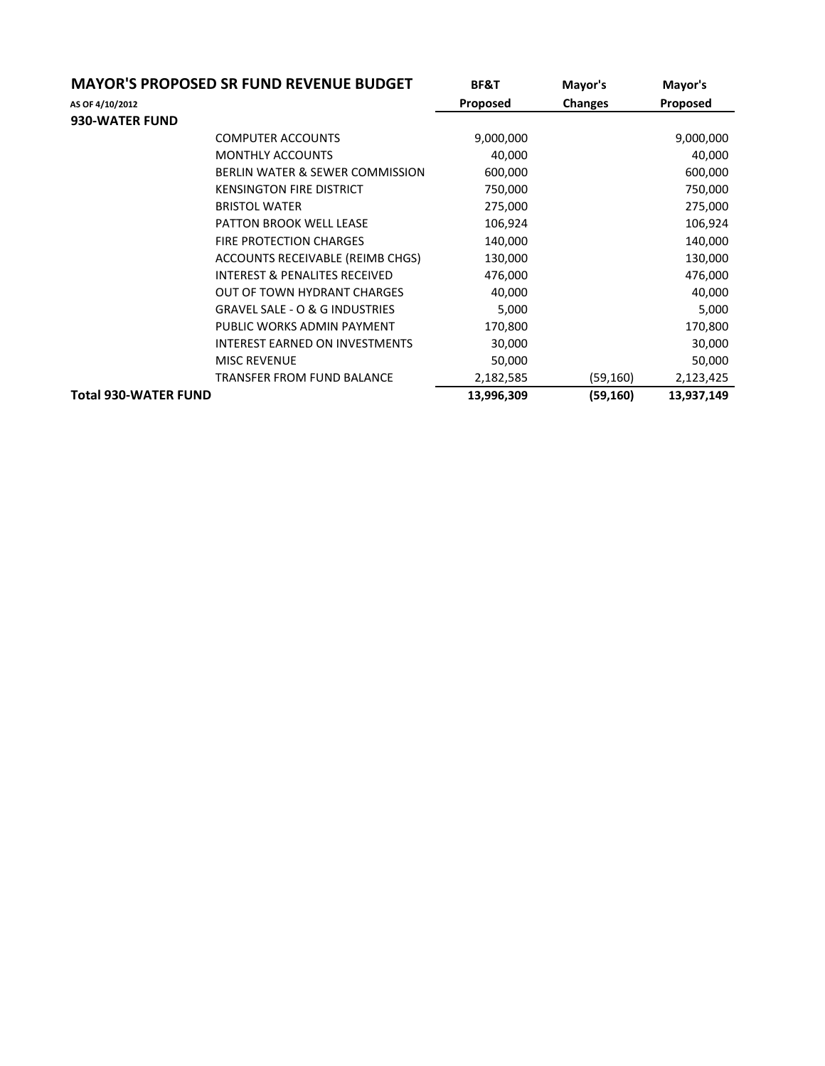## MAYOR'S PROPOSED SR FUND REVENUE BUDGET

AS OF 4/10/2012

| | | BF&T Proposed | Mayor's Changes | Mayor's Proposed |
|---|---|---|---|---|
| **930-WATER FUND** | | | | |
| | COMPUTER ACCOUNTS | 9,000,000 | | 9,000,000 |
| | MONTHLY ACCOUNTS | 40,000 | | 40,000 |
| | BERLIN WATER & SEWER COMMISSION | 600,000 | | 600,000 |
| | KENSINGTON FIRE DISTRICT | 750,000 | | 750,000 |
| | BRISTOL WATER | 275,000 | | 275,000 |
| | PATTON BROOK WELL LEASE | 106,924 | | 106,924 |
| | FIRE PROTECTION CHARGES | 140,000 | | 140,000 |
| | ACCOUNTS RECEIVABLE (REIMB CHGS) | 130,000 | | 130,000 |
| | INTEREST & PENALITES RECEIVED | 476,000 | | 476,000 |
| | OUT OF TOWN HYDRANT CHARGES | 40,000 | | 40,000 |
| | GRAVEL SALE - O & G INDUSTRIES | 5,000 | | 5,000 |
| | PUBLIC WORKS ADMIN PAYMENT | 170,800 | | 170,800 |
| | INTEREST EARNED ON INVESTMENTS | 30,000 | | 30,000 |
| | MISC REVENUE | 50,000 | | 50,000 |
| | TRANSFER FROM FUND BALANCE | 2,182,585 | (59,160) | 2,123,425 |
| **Total 930-WATER FUND** | | **13,996,309** | **(59,160)** | **13,937,149** |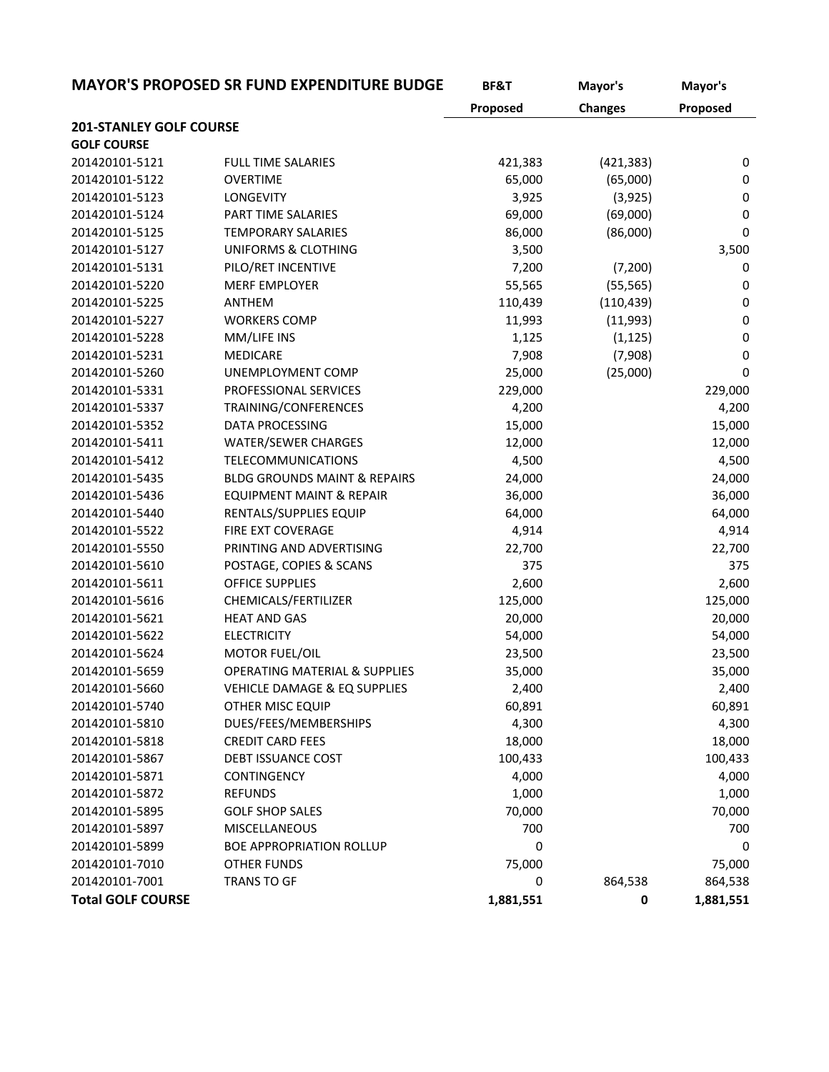## MAYOR'S PROPOSED SR FUND EXPENDITURE BUDGE

| | | BF&T Proposed | Mayor's Changes | Mayor's Proposed |
|---|---|---|---|---|
| **201-STANLEY GOLF COURSE** | | | | |
| **GOLF COURSE** | | | | |
| 201420101-5121 | FULL TIME SALARIES | 421,383 | (421,383) | 0 |
| 201420101-5122 | OVERTIME | 65,000 | (65,000) | 0 |
| 201420101-5123 | LONGEVITY | 3,925 | (3,925) | 0 |
| 201420101-5124 | PART TIME SALARIES | 69,000 | (69,000) | 0 |
| 201420101-5125 | TEMPORARY SALARIES | 86,000 | (86,000) | 0 |
| 201420101-5127 | UNIFORMS & CLOTHING | 3,500 | | 3,500 |
| 201420101-5131 | PILO/RET INCENTIVE | 7,200 | (7,200) | 0 |
| 201420101-5220 | MERF EMPLOYER | 55,565 | (55,565) | 0 |
| 201420101-5225 | ANTHEM | 110,439 | (110,439) | 0 |
| 201420101-5227 | WORKERS COMP | 11,993 | (11,993) | 0 |
| 201420101-5228 | MM/LIFE INS | 1,125 | (1,125) | 0 |
| 201420101-5231 | MEDICARE | 7,908 | (7,908) | 0 |
| 201420101-5260 | UNEMPLOYMENT COMP | 25,000 | (25,000) | 0 |
| 201420101-5331 | PROFESSIONAL SERVICES | 229,000 | | 229,000 |
| 201420101-5337 | TRAINING/CONFERENCES | 4,200 | | 4,200 |
| 201420101-5352 | DATA PROCESSING | 15,000 | | 15,000 |
| 201420101-5411 | WATER/SEWER CHARGES | 12,000 | | 12,000 |
| 201420101-5412 | TELECOMMUNICATIONS | 4,500 | | 4,500 |
| 201420101-5435 | BLDG GROUNDS MAINT & REPAIRS | 24,000 | | 24,000 |
| 201420101-5436 | EQUIPMENT MAINT & REPAIR | 36,000 | | 36,000 |
| 201420101-5440 | RENTALS/SUPPLIES EQUIP | 64,000 | | 64,000 |
| 201420101-5522 | FIRE EXT COVERAGE | 4,914 | | 4,914 |
| 201420101-5550 | PRINTING AND ADVERTISING | 22,700 | | 22,700 |
| 201420101-5610 | POSTAGE, COPIES & SCANS | 375 | | 375 |
| 201420101-5611 | OFFICE SUPPLIES | 2,600 | | 2,600 |
| 201420101-5616 | CHEMICALS/FERTILIZER | 125,000 | | 125,000 |
| 201420101-5621 | HEAT AND GAS | 20,000 | | 20,000 |
| 201420101-5622 | ELECTRICITY | 54,000 | | 54,000 |
| 201420101-5624 | MOTOR FUEL/OIL | 23,500 | | 23,500 |
| 201420101-5659 | OPERATING MATERIAL & SUPPLIES | 35,000 | | 35,000 |
| 201420101-5660 | VEHICLE DAMAGE & EQ SUPPLIES | 2,400 | | 2,400 |
| 201420101-5740 | OTHER MISC EQUIP | 60,891 | | 60,891 |
| 201420101-5810 | DUES/FEES/MEMBERSHIPS | 4,300 | | 4,300 |
| 201420101-5818 | CREDIT CARD FEES | 18,000 | | 18,000 |
| 201420101-5867 | DEBT ISSUANCE COST | 100,433 | | 100,433 |
| 201420101-5871 | CONTINGENCY | 4,000 | | 4,000 |
| 201420101-5872 | REFUNDS | 1,000 | | 1,000 |
| 201420101-5895 | GOLF SHOP SALES | 70,000 | | 70,000 |
| 201420101-5897 | MISCELLANEOUS | 700 | | 700 |
| 201420101-5899 | BOE APPROPRIATION ROLLUP | 0 | | 0 |
| 201420101-7010 | OTHER FUNDS | 75,000 | | 75,000 |
| 201420101-7001 | TRANS TO GF | 0 | 864,538 | 864,538 |
| **Total GOLF COURSE** | | **1,881,551** | **0** | **1,881,551** |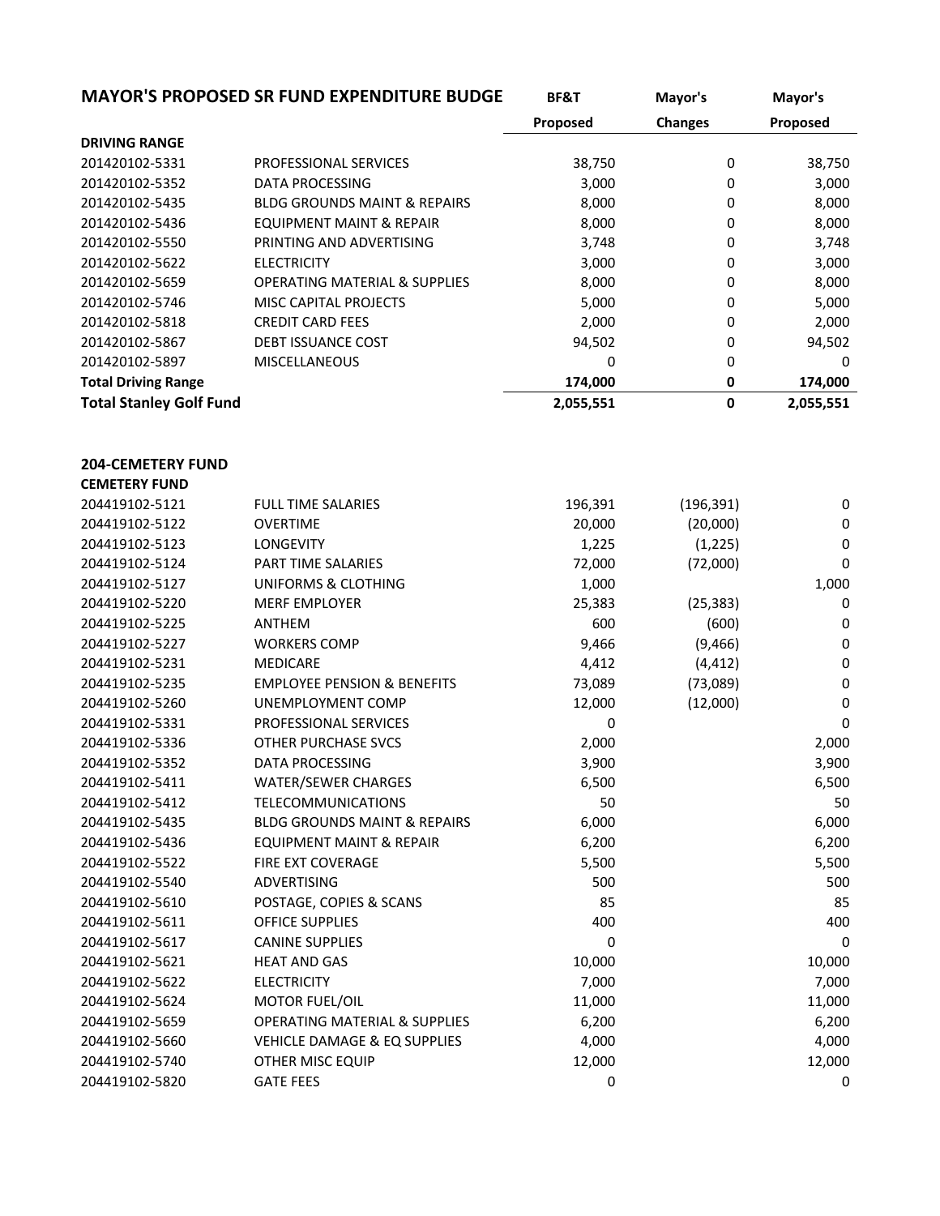| MAYOR'S PROPOSED SR FUND EXPENDITURE BUDGE | | BF&T Proposed | Mayor's Changes | Mayor's Proposed |
|---|---|---|---|---|
| **DRIVING RANGE** | | | | |
| 201420102-5331 | PROFESSIONAL SERVICES | 38,750 | 0 | 38,750 |
| 201420102-5352 | DATA PROCESSING | 3,000 | 0 | 3,000 |
| 201420102-5435 | BLDG GROUNDS MAINT & REPAIRS | 8,000 | 0 | 8,000 |
| 201420102-5436 | EQUIPMENT MAINT & REPAIR | 8,000 | 0 | 8,000 |
| 201420102-5550 | PRINTING AND ADVERTISING | 3,748 | 0 | 3,748 |
| 201420102-5622 | ELECTRICITY | 3,000 | 0 | 3,000 |
| 201420102-5659 | OPERATING MATERIAL & SUPPLIES | 8,000 | 0 | 8,000 |
| 201420102-5746 | MISC CAPITAL PROJECTS | 5,000 | 0 | 5,000 |
| 201420102-5818 | CREDIT CARD FEES | 2,000 | 0 | 2,000 |
| 201420102-5867 | DEBT ISSUANCE COST | 94,502 | 0 | 94,502 |
| 201420102-5897 | MISCELLANEOUS | 0 | 0 | 0 |
| **Total Driving Range** | | **174,000** | **0** | **174,000** |
| **Total Stanley Golf Fund** | | **2,055,551** | **0** | **2,055,551** |
| | | | | |
| **204-CEMETERY FUND** | | | | |
| **CEMETERY FUND** | | | | |
| 204419102-5121 | FULL TIME SALARIES | 196,391 | (196,391) | 0 |
| 204419102-5122 | OVERTIME | 20,000 | (20,000) | 0 |
| 204419102-5123 | LONGEVITY | 1,225 | (1,225) | 0 |
| 204419102-5124 | PART TIME SALARIES | 72,000 | (72,000) | 0 |
| 204419102-5127 | UNIFORMS & CLOTHING | 1,000 | | 1,000 |
| 204419102-5220 | MERF EMPLOYER | 25,383 | (25,383) | 0 |
| 204419102-5225 | ANTHEM | 600 | (600) | 0 |
| 204419102-5227 | WORKERS COMP | 9,466 | (9,466) | 0 |
| 204419102-5231 | MEDICARE | 4,412 | (4,412) | 0 |
| 204419102-5235 | EMPLOYEE PENSION & BENEFITS | 73,089 | (73,089) | 0 |
| 204419102-5260 | UNEMPLOYMENT COMP | 12,000 | (12,000) | 0 |
| 204419102-5331 | PROFESSIONAL SERVICES | 0 | | 0 |
| 204419102-5336 | OTHER PURCHASE SVCS | 2,000 | | 2,000 |
| 204419102-5352 | DATA PROCESSING | 3,900 | | 3,900 |
| 204419102-5411 | WATER/SEWER CHARGES | 6,500 | | 6,500 |
| 204419102-5412 | TELECOMMUNICATIONS | 50 | | 50 |
| 204419102-5435 | BLDG GROUNDS MAINT & REPAIRS | 6,000 | | 6,000 |
| 204419102-5436 | EQUIPMENT MAINT & REPAIR | 6,200 | | 6,200 |
| 204419102-5522 | FIRE EXT COVERAGE | 5,500 | | 5,500 |
| 204419102-5540 | ADVERTISING | 500 | | 500 |
| 204419102-5610 | POSTAGE, COPIES & SCANS | 85 | | 85 |
| 204419102-5611 | OFFICE SUPPLIES | 400 | | 400 |
| 204419102-5617 | CANINE SUPPLIES | 0 | | 0 |
| 204419102-5621 | HEAT AND GAS | 10,000 | | 10,000 |
| 204419102-5622 | ELECTRICITY | 7,000 | | 7,000 |
| 204419102-5624 | MOTOR FUEL/OIL | 11,000 | | 11,000 |
| 204419102-5659 | OPERATING MATERIAL & SUPPLIES | 6,200 | | 6,200 |
| 204419102-5660 | VEHICLE DAMAGE & EQ SUPPLIES | 4,000 | | 4,000 |
| 204419102-5740 | OTHER MISC EQUIP | 12,000 | | 12,000 |
| 204419102-5820 | GATE FEES | 0 | | 0 |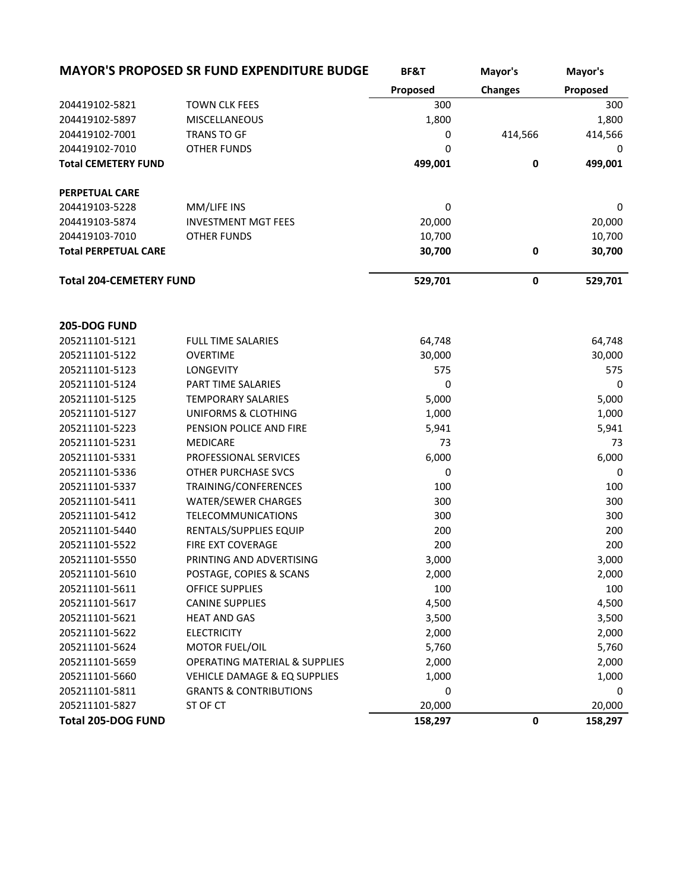## MAYOR'S PROPOSED SR FUND EXPENDITURE BUDGE

| | | BF&T Proposed | Mayor's Changes | Mayor's Proposed |
|---|---|---|---|---|
| 204419102-5821 | TOWN CLK FEES | 300 | | 300 |
| 204419102-5897 | MISCELLANEOUS | 1,800 | | 1,800 |
| 204419102-7001 | TRANS TO GF | 0 | 414,566 | 414,566 |
| 204419102-7010 | OTHER FUNDS | 0 | | 0 |
| **Total CEMETERY FUND** | | **499,001** | **0** | **499,001** |
| | | | | |
| **PERPETUAL CARE** | | | | |
| 204419103-5228 | MM/LIFE INS | 0 | | 0 |
| 204419103-5874 | INVESTMENT MGT FEES | 20,000 | | 20,000 |
| 204419103-7010 | OTHER FUNDS | 10,700 | | 10,700 |
| **Total PERPETUAL CARE** | | **30,700** | **0** | **30,700** |
| | | | | |
| **Total 204-CEMETERY FUND** | | **529,701** | **0** | **529,701** |
| | | | | |
| **205-DOG FUND** | | | | |
| 205211101-5121 | FULL TIME SALARIES | 64,748 | | 64,748 |
| 205211101-5122 | OVERTIME | 30,000 | | 30,000 |
| 205211101-5123 | LONGEVITY | 575 | | 575 |
| 205211101-5124 | PART TIME SALARIES | 0 | | 0 |
| 205211101-5125 | TEMPORARY SALARIES | 5,000 | | 5,000 |
| 205211101-5127 | UNIFORMS & CLOTHING | 1,000 | | 1,000 |
| 205211101-5223 | PENSION POLICE AND FIRE | 5,941 | | 5,941 |
| 205211101-5231 | MEDICARE | 73 | | 73 |
| 205211101-5331 | PROFESSIONAL SERVICES | 6,000 | | 6,000 |
| 205211101-5336 | OTHER PURCHASE SVCS | 0 | | 0 |
| 205211101-5337 | TRAINING/CONFERENCES | 100 | | 100 |
| 205211101-5411 | WATER/SEWER CHARGES | 300 | | 300 |
| 205211101-5412 | TELECOMMUNICATIONS | 300 | | 300 |
| 205211101-5440 | RENTALS/SUPPLIES EQUIP | 200 | | 200 |
| 205211101-5522 | FIRE EXT COVERAGE | 200 | | 200 |
| 205211101-5550 | PRINTING AND ADVERTISING | 3,000 | | 3,000 |
| 205211101-5610 | POSTAGE, COPIES & SCANS | 2,000 | | 2,000 |
| 205211101-5611 | OFFICE SUPPLIES | 100 | | 100 |
| 205211101-5617 | CANINE SUPPLIES | 4,500 | | 4,500 |
| 205211101-5621 | HEAT AND GAS | 3,500 | | 3,500 |
| 205211101-5622 | ELECTRICITY | 2,000 | | 2,000 |
| 205211101-5624 | MOTOR FUEL/OIL | 5,760 | | 5,760 |
| 205211101-5659 | OPERATING MATERIAL & SUPPLIES | 2,000 | | 2,000 |
| 205211101-5660 | VEHICLE DAMAGE & EQ SUPPLIES | 1,000 | | 1,000 |
| 205211101-5811 | GRANTS & CONTRIBUTIONS | 0 | | 0 |
| 205211101-5827 | ST OF CT | 20,000 | | 20,000 |
| **Total 205-DOG FUND** | | **158,297** | **0** | **158,297** |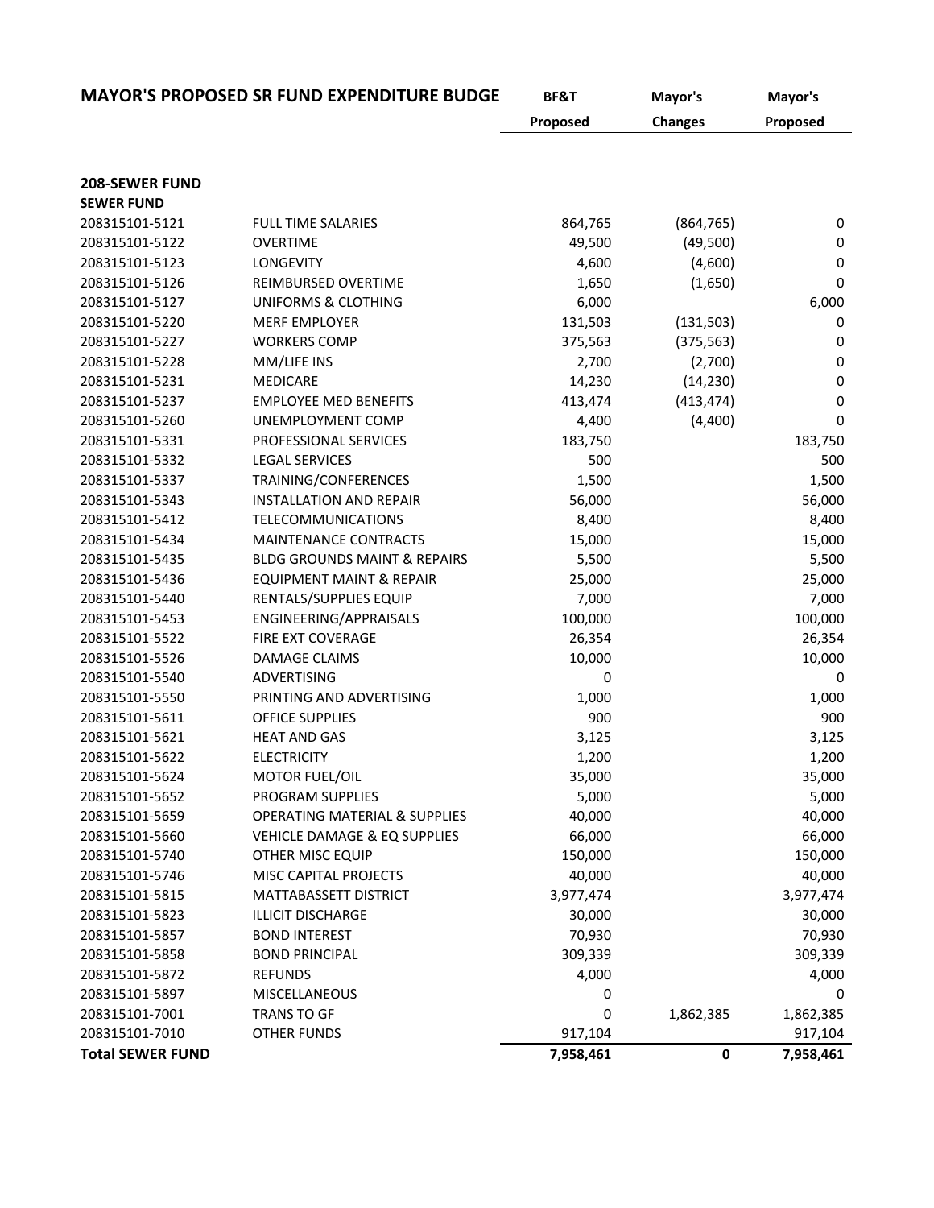| MAYOR'S PROPOSED SR FUND EXPENDITURE BUDGE | | BF&T Proposed | Mayor's Changes | Mayor's Proposed |
|---|---|---|---|---|
| **208-SEWER FUND** | | | | |
| **SEWER FUND** | | | | |
| 208315101-5121 | FULL TIME SALARIES | 864,765 | (864,765) | 0 |
| 208315101-5122 | OVERTIME | 49,500 | (49,500) | 0 |
| 208315101-5123 | LONGEVITY | 4,600 | (4,600) | 0 |
| 208315101-5126 | REIMBURSED OVERTIME | 1,650 | (1,650) | 0 |
| 208315101-5127 | UNIFORMS & CLOTHING | 6,000 | | 6,000 |
| 208315101-5220 | MERF EMPLOYER | 131,503 | (131,503) | 0 |
| 208315101-5227 | WORKERS COMP | 375,563 | (375,563) | 0 |
| 208315101-5228 | MM/LIFE INS | 2,700 | (2,700) | 0 |
| 208315101-5231 | MEDICARE | 14,230 | (14,230) | 0 |
| 208315101-5237 | EMPLOYEE MED BENEFITS | 413,474 | (413,474) | 0 |
| 208315101-5260 | UNEMPLOYMENT COMP | 4,400 | (4,400) | 0 |
| 208315101-5331 | PROFESSIONAL SERVICES | 183,750 | | 183,750 |
| 208315101-5332 | LEGAL SERVICES | 500 | | 500 |
| 208315101-5337 | TRAINING/CONFERENCES | 1,500 | | 1,500 |
| 208315101-5343 | INSTALLATION AND REPAIR | 56,000 | | 56,000 |
| 208315101-5412 | TELECOMMUNICATIONS | 8,400 | | 8,400 |
| 208315101-5434 | MAINTENANCE CONTRACTS | 15,000 | | 15,000 |
| 208315101-5435 | BLDG GROUNDS MAINT & REPAIRS | 5,500 | | 5,500 |
| 208315101-5436 | EQUIPMENT MAINT & REPAIR | 25,000 | | 25,000 |
| 208315101-5440 | RENTALS/SUPPLIES EQUIP | 7,000 | | 7,000 |
| 208315101-5453 | ENGINEERING/APPRAISALS | 100,000 | | 100,000 |
| 208315101-5522 | FIRE EXT COVERAGE | 26,354 | | 26,354 |
| 208315101-5526 | DAMAGE CLAIMS | 10,000 | | 10,000 |
| 208315101-5540 | ADVERTISING | 0 | | 0 |
| 208315101-5550 | PRINTING AND ADVERTISING | 1,000 | | 1,000 |
| 208315101-5611 | OFFICE SUPPLIES | 900 | | 900 |
| 208315101-5621 | HEAT AND GAS | 3,125 | | 3,125 |
| 208315101-5622 | ELECTRICITY | 1,200 | | 1,200 |
| 208315101-5624 | MOTOR FUEL/OIL | 35,000 | | 35,000 |
| 208315101-5652 | PROGRAM SUPPLIES | 5,000 | | 5,000 |
| 208315101-5659 | OPERATING MATERIAL & SUPPLIES | 40,000 | | 40,000 |
| 208315101-5660 | VEHICLE DAMAGE & EQ SUPPLIES | 66,000 | | 66,000 |
| 208315101-5740 | OTHER MISC EQUIP | 150,000 | | 150,000 |
| 208315101-5746 | MISC CAPITAL PROJECTS | 40,000 | | 40,000 |
| 208315101-5815 | MATTABASSETT DISTRICT | 3,977,474 | | 3,977,474 |
| 208315101-5823 | ILLICIT DISCHARGE | 30,000 | | 30,000 |
| 208315101-5857 | BOND INTEREST | 70,930 | | 70,930 |
| 208315101-5858 | BOND PRINCIPAL | 309,339 | | 309,339 |
| 208315101-5872 | REFUNDS | 4,000 | | 4,000 |
| 208315101-5897 | MISCELLANEOUS | 0 | | 0 |
| 208315101-7001 | TRANS TO GF | 0 | 1,862,385 | 1,862,385 |
| 208315101-7010 | OTHER FUNDS | 917,104 | | 917,104 |
| **Total SEWER FUND** | | **7,958,461** | **0** | **7,958,461** |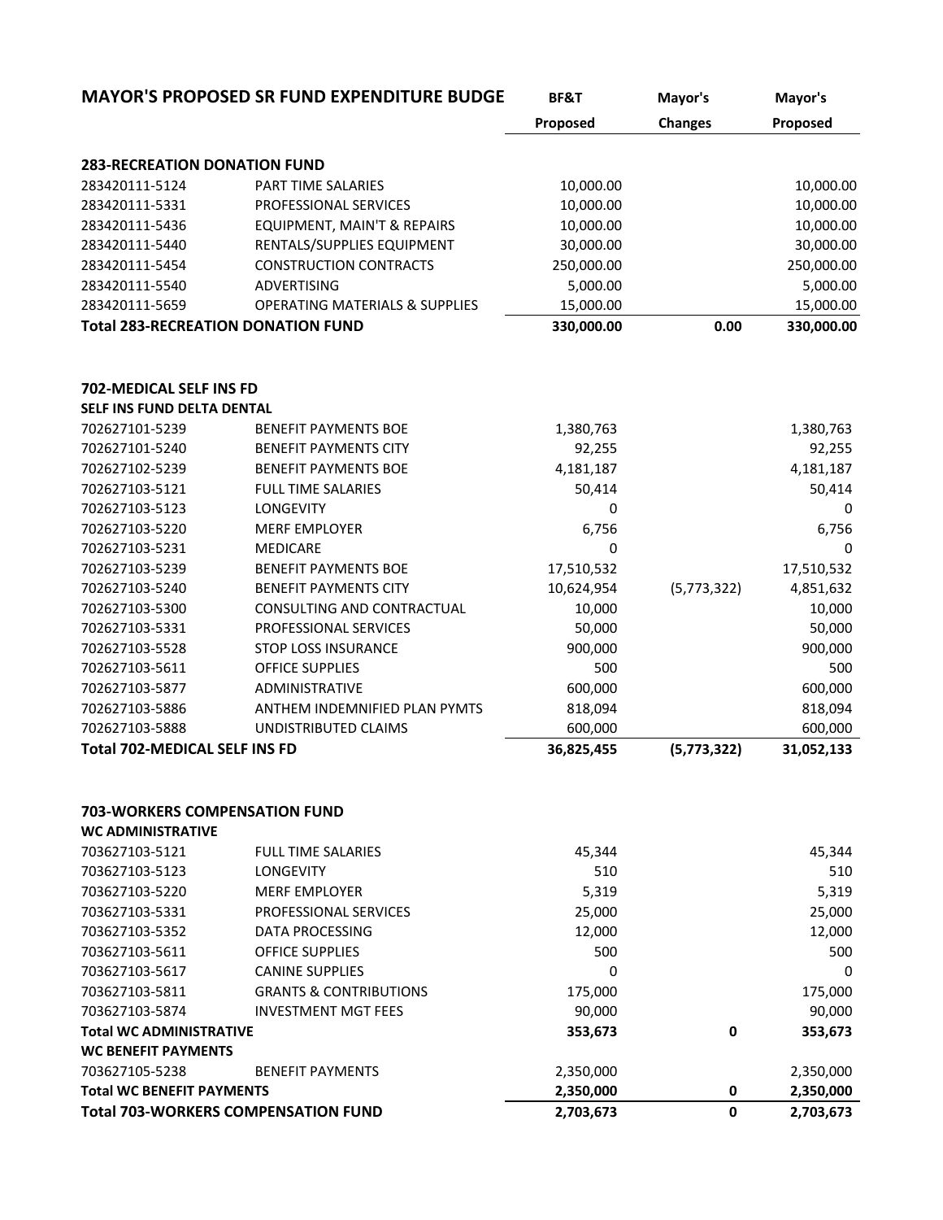| MAYOR'S PROPOSED SR FUND EXPENDITURE BUDGE | | BF&T Proposed | Mayor's Changes | Mayor's Proposed |
|---|---|---|---|---|
| **283-RECREATION DONATION FUND** | | | | |
| 283420111-5124 | PART TIME SALARIES | 10,000.00 | | 10,000.00 |
| 283420111-5331 | PROFESSIONAL SERVICES | 10,000.00 | | 10,000.00 |
| 283420111-5436 | EQUIPMENT, MAIN'T & REPAIRS | 10,000.00 | | 10,000.00 |
| 283420111-5440 | RENTALS/SUPPLIES EQUIPMENT | 30,000.00 | | 30,000.00 |
| 283420111-5454 | CONSTRUCTION CONTRACTS | 250,000.00 | | 250,000.00 |
| 283420111-5540 | ADVERTISING | 5,000.00 | | 5,000.00 |
| 283420111-5659 | OPERATING MATERIALS & SUPPLIES | 15,000.00 | | 15,000.00 |
| **Total 283-RECREATION DONATION FUND** | | **330,000.00** | **0.00** | **330,000.00** |
| | | | | |
| **702-MEDICAL SELF INS FD** | | | | |
| **SELF INS FUND DELTA DENTAL** | | | | |
| 702627101-5239 | BENEFIT PAYMENTS BOE | 1,380,763 | | 1,380,763 |
| 702627101-5240 | BENEFIT PAYMENTS CITY | 92,255 | | 92,255 |
| 702627102-5239 | BENEFIT PAYMENTS BOE | 4,181,187 | | 4,181,187 |
| 702627103-5121 | FULL TIME SALARIES | 50,414 | | 50,414 |
| 702627103-5123 | LONGEVITY | 0 | | 0 |
| 702627103-5220 | MERF EMPLOYER | 6,756 | | 6,756 |
| 702627103-5231 | MEDICARE | 0 | | 0 |
| 702627103-5239 | BENEFIT PAYMENTS BOE | 17,510,532 | | 17,510,532 |
| 702627103-5240 | BENEFIT PAYMENTS CITY | 10,624,954 | (5,773,322) | 4,851,632 |
| 702627103-5300 | CONSULTING AND CONTRACTUAL | 10,000 | | 10,000 |
| 702627103-5331 | PROFESSIONAL SERVICES | 50,000 | | 50,000 |
| 702627103-5528 | STOP LOSS INSURANCE | 900,000 | | 900,000 |
| 702627103-5611 | OFFICE SUPPLIES | 500 | | 500 |
| 702627103-5877 | ADMINISTRATIVE | 600,000 | | 600,000 |
| 702627103-5886 | ANTHEM INDEMNIFIED PLAN PYMTS | 818,094 | | 818,094 |
| 702627103-5888 | UNDISTRIBUTED CLAIMS | 600,000 | | 600,000 |
| **Total 702-MEDICAL SELF INS FD** | | **36,825,455** | **(5,773,322)** | **31,052,133** |
| | | | | |
| **703-WORKERS COMPENSATION FUND** | | | | |
| **WC ADMINISTRATIVE** | | | | |
| 703627103-5121 | FULL TIME SALARIES | 45,344 | | 45,344 |
| 703627103-5123 | LONGEVITY | 510 | | 510 |
| 703627103-5220 | MERF EMPLOYER | 5,319 | | 5,319 |
| 703627103-5331 | PROFESSIONAL SERVICES | 25,000 | | 25,000 |
| 703627103-5352 | DATA PROCESSING | 12,000 | | 12,000 |
| 703627103-5611 | OFFICE SUPPLIES | 500 | | 500 |
| 703627103-5617 | CANINE SUPPLIES | 0 | | 0 |
| 703627103-5811 | GRANTS & CONTRIBUTIONS | 175,000 | | 175,000 |
| 703627103-5874 | INVESTMENT MGT FEES | 90,000 | | 90,000 |
| **Total WC ADMINISTRATIVE** | | **353,673** | **0** | **353,673** |
| **WC BENEFIT PAYMENTS** | | | | |
| 703627105-5238 | BENEFIT PAYMENTS | 2,350,000 | | 2,350,000 |
| **Total WC BENEFIT PAYMENTS** | | **2,350,000** | **0** | **2,350,000** |
| **Total 703-WORKERS COMPENSATION FUND** | | **2,703,673** | **0** | **2,703,673** |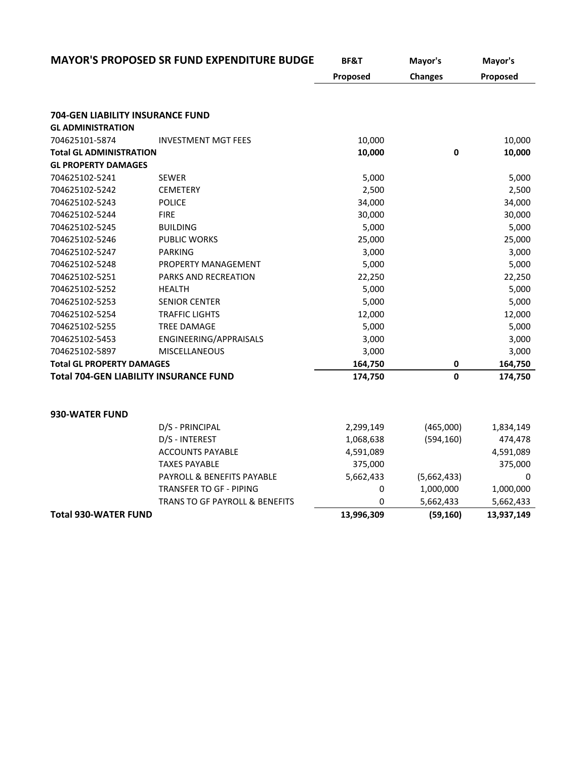| MAYOR'S PROPOSED SR FUND EXPENDITURE BUDGE | | BF&T Proposed | Mayor's Changes | Mayor's Proposed |
|---|---|---|---|---|
| **704-GEN LIABILITY INSURANCE FUND** | | | | |
| **GL ADMINISTRATION** | | | | |
| 704625101-5874 | INVESTMENT MGT FEES | 10,000 | | 10,000 |
| **Total GL ADMINISTRATION** | | **10,000** | **0** | **10,000** |
| **GL PROPERTY DAMAGES** | | | | |
| 704625102-5241 | SEWER | 5,000 | | 5,000 |
| 704625102-5242 | CEMETERY | 2,500 | | 2,500 |
| 704625102-5243 | POLICE | 34,000 | | 34,000 |
| 704625102-5244 | FIRE | 30,000 | | 30,000 |
| 704625102-5245 | BUILDING | 5,000 | | 5,000 |
| 704625102-5246 | PUBLIC WORKS | 25,000 | | 25,000 |
| 704625102-5247 | PARKING | 3,000 | | 3,000 |
| 704625102-5248 | PROPERTY MANAGEMENT | 5,000 | | 5,000 |
| 704625102-5251 | PARKS AND RECREATION | 22,250 | | 22,250 |
| 704625102-5252 | HEALTH | 5,000 | | 5,000 |
| 704625102-5253 | SENIOR CENTER | 5,000 | | 5,000 |
| 704625102-5254 | TRAFFIC LIGHTS | 12,000 | | 12,000 |
| 704625102-5255 | TREE DAMAGE | 5,000 | | 5,000 |
| 704625102-5453 | ENGINEERING/APPRAISALS | 3,000 | | 3,000 |
| 704625102-5897 | MISCELLANEOUS | 3,000 | | 3,000 |
| **Total GL PROPERTY DAMAGES** | | **164,750** | **0** | **164,750** |
| **Total 704-GEN LIABILITY INSURANCE FUND** | | **174,750** | **0** | **174,750** |
| **930-WATER FUND** | | | | |
| | D/S - PRINCIPAL | 2,299,149 | (465,000) | 1,834,149 |
| | D/S - INTEREST | 1,068,638 | (594,160) | 474,478 |
| | ACCOUNTS PAYABLE | 4,591,089 | | 4,591,089 |
| | TAXES PAYABLE | 375,000 | | 375,000 |
| | PAYROLL & BENEFITS PAYABLE | 5,662,433 | (5,662,433) | 0 |
| | TRANSFER TO GF - PIPING | 0 | 1,000,000 | 1,000,000 |
| | TRANS TO GF PAYROLL & BENEFITS | 0 | 5,662,433 | 5,662,433 |
| **Total 930-WATER FUND** | | **13,996,309** | **(59,160)** | **13,937,149** |